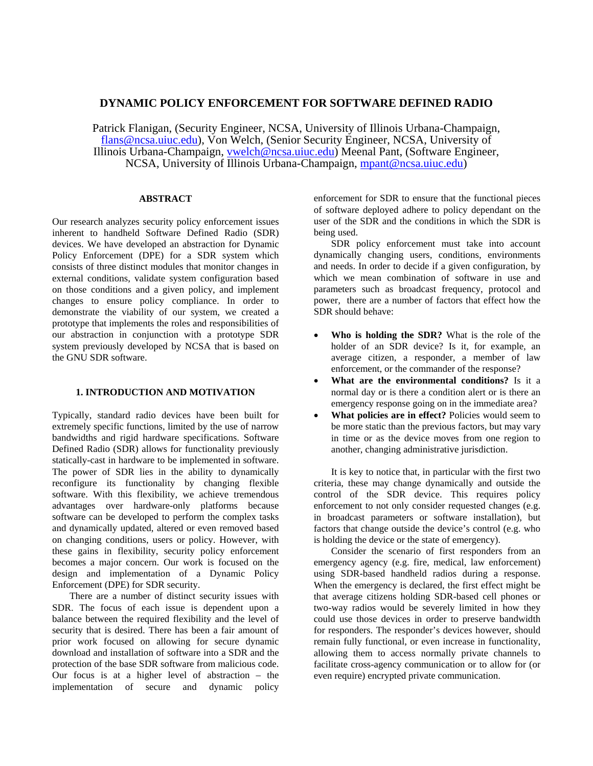# DYNAMIC POLICY ENFORCEMENT FOR SOFTWARE DEFINED RADIO

Patrick Flanigan, (Security Engineer, NCSA, University of Illinois Urbana-Champaign, flans@ncsa.uiuc.edu), Von Welch, (Senior Security Engineer, NCSA, University of Illinois Urbana-Champaign, vwelch@ncsa.uiuc.edu) Meenal Pant, (Software Engineer, NCSA, University of Illinois Urbana-Champaign, mpant@ncsa.uiuc.edu)

## ABSTRACT

Our research analyzes security policy enforcement issues inherent to handheld Software Defined Radio (SDR) devices. We have developed an abstraction for Dynamic Policy Enforcement (DPE) for a SDR system which consists of three distinct modules that monitor changes in external conditions, validate system configuration based on those conditions and a given policy, and implement changes to ensure policy compliance. In order to demonstrate the viability of our system, we created a prototype that implements the roles and responsibilities of our abstraction in conjunction with a prototype SDR system previously developed by NCSA that is based on the GNU SDR software.

## 1. INTRODUCTION AND MOTIVATION

Typically, standard radio devices have been built for extremely specific functions, limited by the use of narrow bandwidths and rigid hardware specifications. Software Defined Radio (SDR) allows for functionality previously statically-cast in hardware to be implemented in software. The power of SDR lies in the ability to dynamically reconfigure its functionality by changing flexible software. With this flexibility, we achieve tremendous advantages over hardware-only platforms because software can be developed to perform the complex tasks and dynamically updated, altered or even removed based on changing conditions, users or policy. However, with these gains in flexibility, security policy enforcement becomes a major concern. Our work is focused on the design and implementation of a Dynamic Policy Enforcement (DPE) for SDR security.

There are a number of distinct security issues with SDR. The focus of each issue is dependent upon a balance between the required flexibility and the level of security that is desired. There has been a fair amount of prior work focused on allowing for secure dynamic download and installation of software into a SDR and the protection of the base SDR software from malicious code. Our focus is at a higher level of abstraction – the implementation of secure and dynamic policy enforcement for SDR to ensure that the functional pieces of software deployed adhere to policy dependant on the user of the SDR and the conditions in which the SDR is being used.

SDR policy enforcement must take into account dynamically changing users, conditions, environments and needs. In order to decide if a given configuration, by which we mean combination of software in use and parameters such as broadcast frequency, protocol and power, there are a number of factors that effect how the SDR should behave:

- **Who is holding the SDR?** What is the role of the holder of an SDR device? Is it, for example, an average citizen, a responder, a member of law enforcement, or the commander of the response?
- **What are the environmental conditions?** Is it a normal day or is there a condition alert or is there an emergency response going on in the immediate area?
- **What policies are in effect?** Policies would seem to be more static than the previous factors, but may vary in time or as the device moves from one region to another, changing administrative jurisdiction.

It is key to notice that, in particular with the first two criteria, these may change dynamically and outside the control of the SDR device. This requires policy enforcement to not only consider requested changes (e.g. in broadcast parameters or software installation), but factors that change outside the device's control (e.g. who is holding the device or the state of emergency).

Consider the scenario of first responders from an emergency agency (e.g. fire, medical, law enforcement) using SDR-based handheld radios during a response. When the emergency is declared, the first effect might be that average citizens holding SDR-based cell phones or two-way radios would be severely limited in how they could use those devices in order to preserve bandwidth for responders. The responder's devices however, should remain fully functional, or even increase in functionality, allowing them to access normally private channels to facilitate cross-agency communication or to allow for (or even require) encrypted private communication.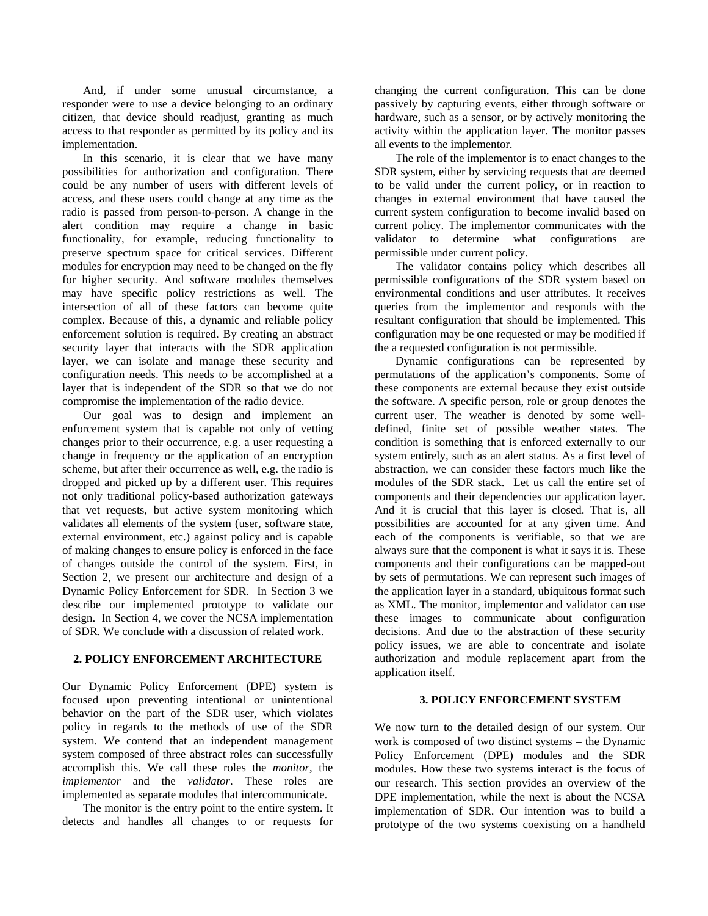And, if under some unusual circumstance, a responder were to use a device belonging to an ordinary citizen, that device should readjust, granting as much access to that responder as permitted by its policy and its implementation.

In this scenario, it is clear that we have many possibilities for authorization and configuration. There could be any number of users with different levels of access, and these users could change at any time as the radio is passed from person-to-person. A change in the alert condition may require a change in basic functionality, for example, reducing functionality to preserve spectrum space for critical services. Different modules for encryption may need to be changed on the fly for higher security. And software modules themselves may have specific policy restrictions as well. The intersection of all of these factors can become quite complex. Because of this, a dynamic and reliable policy enforcement solution is required. By creating an abstract security layer that interacts with the SDR application layer, we can isolate and manage these security and configuration needs. This needs to be accomplished at a layer that is independent of the SDR so that we do not compromise the implementation of the radio device.

Our goal was to design and implement an enforcement system that is capable not only of vetting changes prior to their occurrence, e.g. a user requesting a change in frequency or the application of an encryption scheme, but after their occurrence as well, e.g. the radio is dropped and picked up by a different user. This requires not only traditional policy-based authorization gateways that vet requests, but active system monitoring which validates all elements of the system (user, software state, external environment, etc.) against policy and is capable of making changes to ensure policy is enforced in the face of changes outside the control of the system. First, in Section 2, we present our architecture and design of a Dynamic Policy Enforcement for SDR. In Section 3 we describe our implemented prototype to validate our design. In Section 4, we cover the NCSA implementation of SDR. We conclude with a discussion of related work.

## 2. POLICY ENFORCEMENT ARCHITECTURE

Our Dynamic Policy Enforcement (DPE) system is focused upon preventing intentional or unintentional behavior on the part of the SDR user, which violates policy in regards to the methods of use of the SDR system. We contend that an independent management system composed of three abstract roles can successfully accomplish this. We call these roles the *monitor*, the *implementor* and the *validator*. These roles are implemented as separate modules that intercommunicate.

The monitor is the entry point to the entire system. It detects and handles all changes to or requests for changing the current configuration. This can be done passively by capturing events, either through software or hardware, such as a sensor, or by actively monitoring the activity within the application layer. The monitor passes all events to the implementor.

The role of the implementor is to enact changes to the SDR system, either by servicing requests that are deemed to be valid under the current policy, or in reaction to changes in external environment that have caused the current system configuration to become invalid based on current policy. The implementor communicates with the validator to determine what configurations are permissible under current policy.

The validator contains policy which describes all permissible configurations of the SDR system based on environmental conditions and user attributes. It receives queries from the implementor and responds with the resultant configuration that should be implemented. This configuration may be one requested or may be modified if the a requested configuration is not permissible.

Dynamic configurations can be represented by permutations of the application's components. Some of these components are external because they exist outside the software. A specific person, role or group denotes the current user. The weather is denoted by some well-defined, finite set of possible weather states. The condition is something that is enforced externally to our system entirely, such as an alert status. As a first level of abstraction, we can consider these factors much like the modules of the SDR stack. Let us call the entire set of components and their dependencies our application layer. And it is crucial that this layer is closed. That is, all possibilities are accounted for at any given time. And each of the components is verifiable, so that we are always sure that the component is what it says it is. These components and their configurations can be mapped-out by sets of permutations. We can represent such images of the application layer in a standard, ubiquitous format such as XML. The monitor, implementor and validator can use these images to communicate about configuration decisions. And due to the abstraction of these security policy issues, we are able to concentrate and isolate authorization and module replacement apart from the application itself.

## 3. POLICY ENFORCEMENT SYSTEM

We now turn to the detailed design of our system. Our work is composed of two distinct systems – the Dynamic Policy Enforcement (DPE) modules and the SDR modules. How these two systems interact is the focus of our research. This section provides an overview of the DPE implementation, while the next is about the NCSA implementation of SDR. Our intention was to build a prototype of the two systems coexisting on a handheld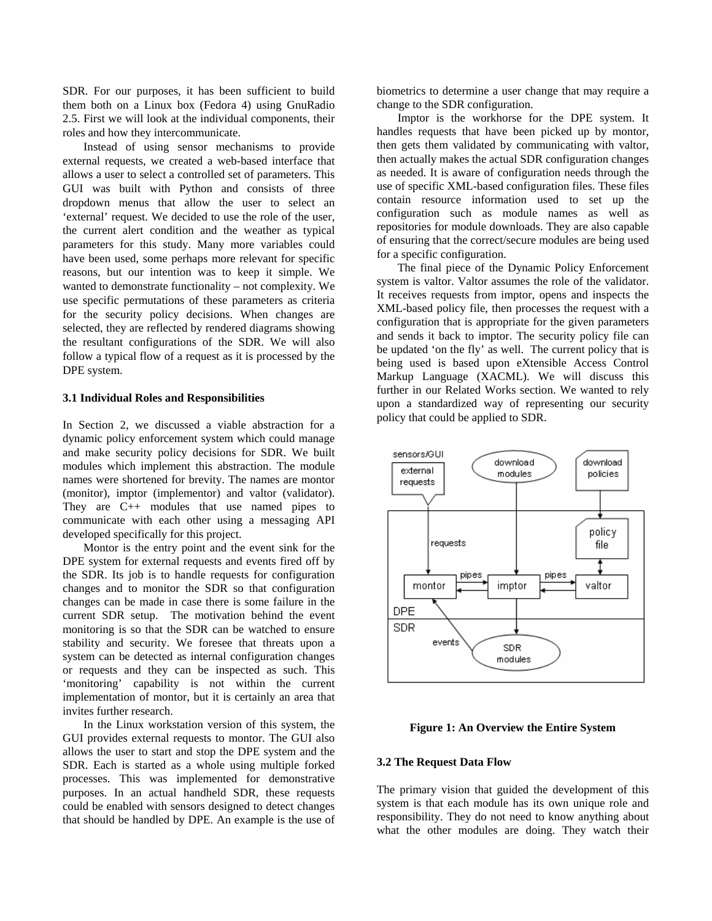SDR. For our purposes, it has been sufficient to build them both on a Linux box (Fedora 4) using GnuRadio 2.5. First we will look at the individual components, their roles and how they intercommunicate.

Instead of using sensor mechanisms to provide external requests, we created a web-based interface that allows a user to select a controlled set of parameters. This GUI was built with Python and consists of three dropdown menus that allow the user to select an 'external' request. We decided to use the role of the user, the current alert condition and the weather as typical parameters for this study. Many more variables could have been used, some perhaps more relevant for specific reasons, but our intention was to keep it simple. We wanted to demonstrate functionality – not complexity. We use specific permutations of these parameters as criteria for the security policy decisions. When changes are selected, they are reflected by rendered diagrams showing the resultant configurations of the SDR. We will also follow a typical flow of a request as it is processed by the DPE system.

### 3.1 Individual Roles and Responsibilities

In Section 2, we discussed a viable abstraction for a dynamic policy enforcement system which could manage and make security policy decisions for SDR. We built modules which implement this abstraction. The module names were shortened for brevity. The names are montor (monitor), imptor (implementor) and valtor (validator). They are C++ modules that use named pipes to communicate with each other using a messaging API developed specifically for this project.

Montor is the entry point and the event sink for the DPE system for external requests and events fired off by the SDR. Its job is to handle requests for configuration changes and to monitor the SDR so that configuration changes can be made in case there is some failure in the current SDR setup. The motivation behind the event monitoring is so that the SDR can be watched to ensure stability and security. We foresee that threats upon a system can be detected as internal configuration changes or requests and they can be inspected as such. This 'monitoring' capability is not within the current implementation of montor, but it is certainly an area that invites further research.

In the Linux workstation version of this system, the GUI provides external requests to montor. The GUI also allows the user to start and stop the DPE system and the SDR. Each is started as a whole using multiple forked processes. This was implemented for demonstrative purposes. In an actual handheld SDR, these requests could be enabled with sensors designed to detect changes that should be handled by DPE. An example is the use of biometrics to determine a user change that may require a change to the SDR configuration.

Imptor is the workhorse for the DPE system. It handles requests that have been picked up by montor, then gets them validated by communicating with valtor, then actually makes the actual SDR configuration changes as needed. It is aware of configuration needs through the use of specific XML-based configuration files. These files contain resource information used to set up the configuration such as module names as well as repositories for module downloads. They are also capable of ensuring that the correct/secure modules are being used for a specific configuration.

The final piece of the Dynamic Policy Enforcement system is valtor. Valtor assumes the role of the validator. It receives requests from imptor, opens and inspects the XML-based policy file, then processes the request with a configuration that is appropriate for the given parameters and sends it back to imptor. The security policy file can be updated 'on the fly' as well. The current policy that is being used is based upon eXtensible Access Control Markup Language (XACML). We will discuss this further in our Related Works section. We wanted to rely upon a standardized way of representing our security policy that could be applied to SDR.

**Figure 1: An Overview the Entire System**

### 3.2 The Request Data Flow

The primary vision that guided the development of this system is that each module has its own unique role and responsibility. They do not need to know anything about what the other modules are doing. They watch their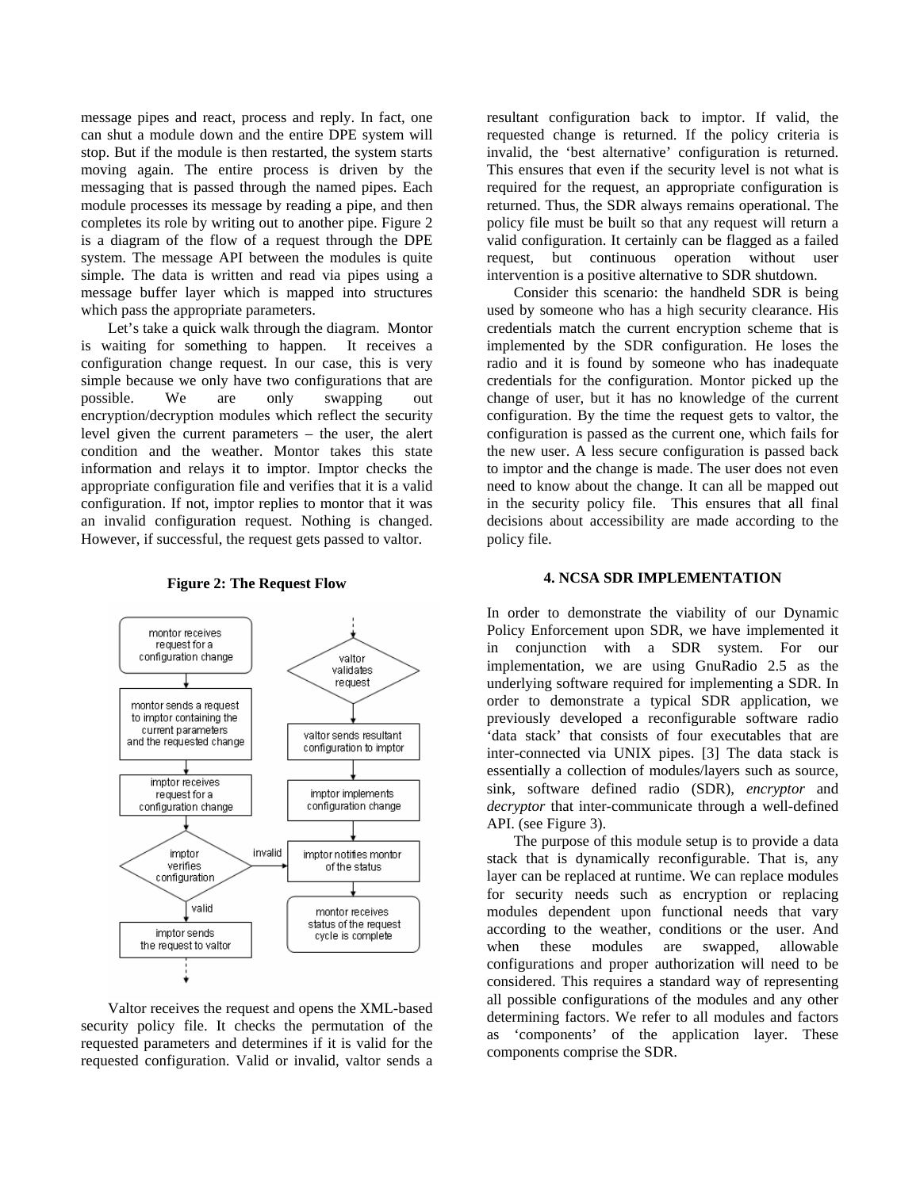message pipes and react, process and reply. In fact, one can shut a module down and the entire DPE system will stop. But if the module is then restarted, the system starts moving again. The entire process is driven by the messaging that is passed through the named pipes. Each module processes its message by reading a pipe, and then completes its role by writing out to another pipe. Figure 2 is a diagram of the flow of a request through the DPE system. The message API between the modules is quite simple. The data is written and read via pipes using a message buffer layer which is mapped into structures which pass the appropriate parameters.

Let's take a quick walk through the diagram. Montor is waiting for something to happen. It receives a configuration change request. In our case, this is very simple because we only have two configurations that are possible. We are only swapping out encryption/decryption modules which reflect the security level given the current parameters – the user, the alert condition and the weather. Montor takes this state information and relays it to imptor. Imptor checks the appropriate configuration file and verifies that it is a valid configuration. If not, imptor replies to montor that it was an invalid configuration request. Nothing is changed. However, if successful, the request gets passed to valtor.

**Figure 2: The Request Flow**

Valtor receives the request and opens the XML-based security policy file. It checks the permutation of the requested parameters and determines if it is valid for the requested configuration. Valid or invalid, valtor sends a resultant configuration back to imptor. If valid, the requested change is returned. If the policy criteria is invalid, the 'best alternative' configuration is returned. This ensures that even if the security level is not what is required for the request, an appropriate configuration is returned. Thus, the SDR always remains operational. The policy file must be built so that any request will return a valid configuration. It certainly can be flagged as a failed request, but continuous operation without user intervention is a positive alternative to SDR shutdown.

Consider this scenario: the handheld SDR is being used by someone who has a high security clearance. His credentials match the current encryption scheme that is implemented by the SDR configuration. He loses the radio and it is found by someone who has inadequate credentials for the configuration. Montor picked up the change of user, but it has no knowledge of the current configuration. By the time the request gets to valtor, the configuration is passed as the current one, which fails for the new user. A less secure configuration is passed back to imptor and the change is made. The user does not even need to know about the change. It can all be mapped out in the security policy file. This ensures that all final decisions about accessibility are made according to the policy file.

## 4. NCSA SDR IMPLEMENTATION

In order to demonstrate the viability of our Dynamic Policy Enforcement upon SDR, we have implemented it in conjunction with a SDR system. For our implementation, we are using GnuRadio 2.5 as the underlying software required for implementing a SDR. In order to demonstrate a typical SDR application, we previously developed a reconfigurable software radio 'data stack' that consists of four executables that are inter-connected via UNIX pipes. [3] The data stack is essentially a collection of modules/layers such as source, sink, software defined radio (SDR), *encryptor* and *decryptor* that inter-communicate through a well-defined API. (see Figure 3).

The purpose of this module setup is to provide a data stack that is dynamically reconfigurable. That is, any layer can be replaced at runtime. We can replace modules for security needs such as encryption or replacing modules dependent upon functional needs that vary according to the weather, conditions or the user. And when these modules are swapped, allowable configurations and proper authorization will need to be considered. This requires a standard way of representing all possible configurations of the modules and any other determining factors. We refer to all modules and factors as 'components' of the application layer. These components comprise the SDR.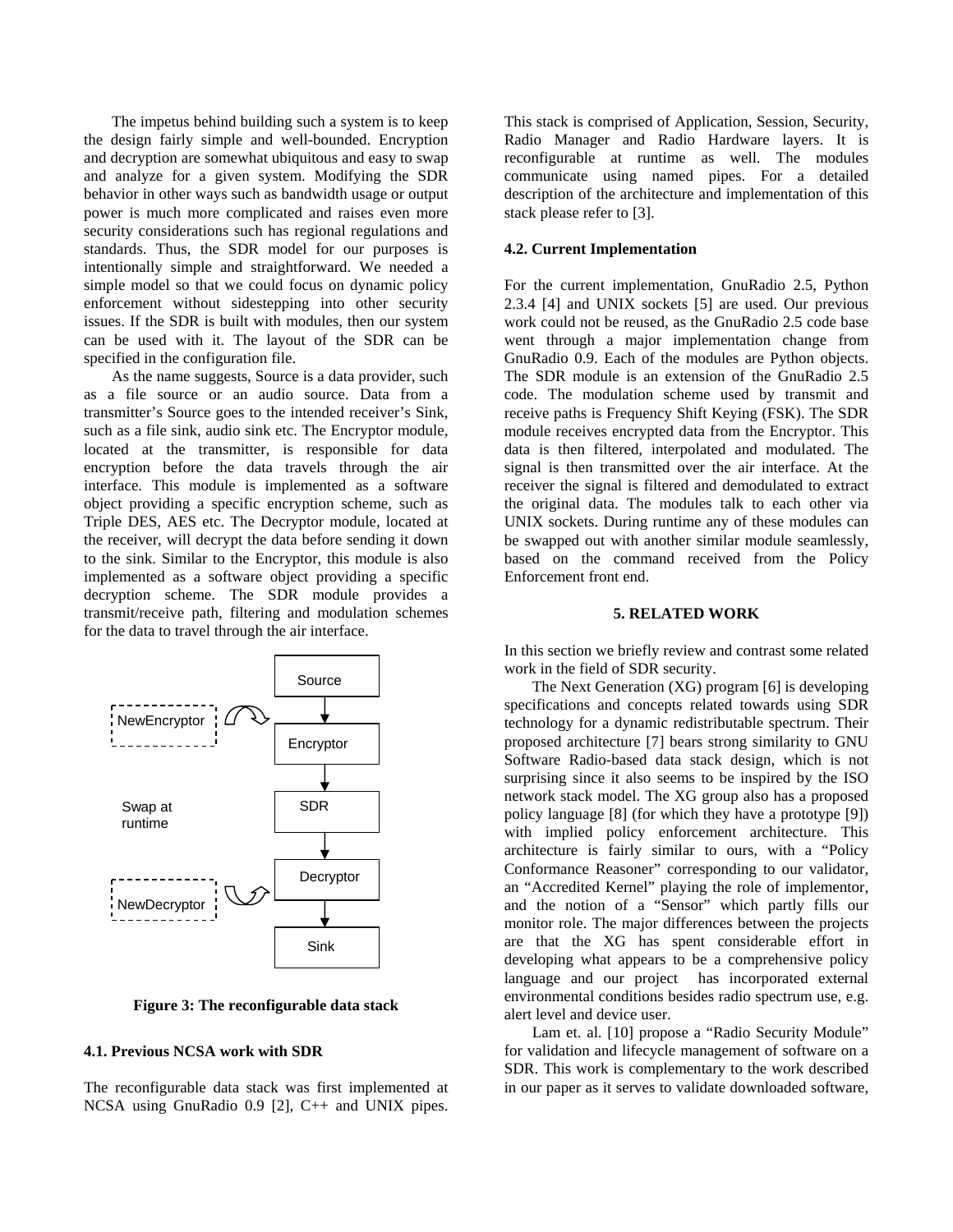The impetus behind building such a system is to keep the design fairly simple and well-bounded. Encryption and decryption are somewhat ubiquitous and easy to swap and analyze for a given system. Modifying the SDR behavior in other ways such as bandwidth usage or output power is much more complicated and raises even more security considerations such has regional regulations and standards. Thus, the SDR model for our purposes is intentionally simple and straightforward. We needed a simple model so that we could focus on dynamic policy enforcement without sidestepping into other security issues. If the SDR is built with modules, then our system can be used with it. The layout of the SDR can be specified in the configuration file.

As the name suggests, Source is a data provider, such as a file source or an audio source. Data from a transmitter's Source goes to the intended receiver's Sink, such as a file sink, audio sink etc. The Encryptor module, located at the transmitter, is responsible for data encryption before the data travels through the air interface. This module is implemented as a software object providing a specific encryption scheme, such as Triple DES, AES etc. The Decryptor module, located at the receiver, will decrypt the data before sending it down to the sink. Similar to the Encryptor, this module is also implemented as a software object providing a specific decryption scheme. The SDR module provides a transmit/receive path, filtering and modulation schemes for the data to travel through the air interface.

Source → Encryptor → SDR → Decryptor → Sink

NewEncryptor, NewDecryptor — Swap at runtime

**Figure 3: The reconfigurable data stack**

### 4.1. Previous NCSA work with SDR

The reconfigurable data stack was first implemented at NCSA using GnuRadio 0.9 [2], C++ and UNIX pipes. This stack is comprised of Application, Session, Security, Radio Manager and Radio Hardware layers. It is reconfigurable at runtime as well. The modules communicate using named pipes. For a detailed description of the architecture and implementation of this stack please refer to [3].

### 4.2. Current Implementation

For the current implementation, GnuRadio 2.5, Python 2.3.4 [4] and UNIX sockets [5] are used. Our previous work could not be reused, as the GnuRadio 2.5 code base went through a major implementation change from GnuRadio 0.9. Each of the modules are Python objects. The SDR module is an extension of the GnuRadio 2.5 code. The modulation scheme used by transmit and receive paths is Frequency Shift Keying (FSK). The SDR module receives encrypted data from the Encryptor. This data is then filtered, interpolated and modulated. The signal is then transmitted over the air interface. At the receiver the signal is filtered and demodulated to extract the original data. The modules talk to each other via UNIX sockets. During runtime any of these modules can be swapped out with another similar module seamlessly, based on the command received from the Policy Enforcement front end.

## 5. RELATED WORK

In this section we briefly review and contrast some related work in the field of SDR security.

The Next Generation (XG) program [6] is developing specifications and concepts related towards using SDR technology for a dynamic redistributable spectrum. Their proposed architecture [7] bears strong similarity to GNU Software Radio-based data stack design, which is not surprising since it also seems to be inspired by the ISO network stack model. The XG group also has a proposed policy language [8] (for which they have a prototype [9]) with implied policy enforcement architecture. This architecture is fairly similar to ours, with a "Policy Conformance Reasoner" corresponding to our validator, an "Accredited Kernel" playing the role of implementor, and the notion of a "Sensor" which partly fills our monitor role. The major differences between the projects are that the XG has spent considerable effort in developing what appears to be a comprehensive policy language and our project has incorporated external environmental conditions besides radio spectrum use, e.g. alert level and device user.

Lam et. al. [10] propose a "Radio Security Module" for validation and lifecycle management of software on a SDR. This work is complementary to the work described in our paper as it serves to validate downloaded software,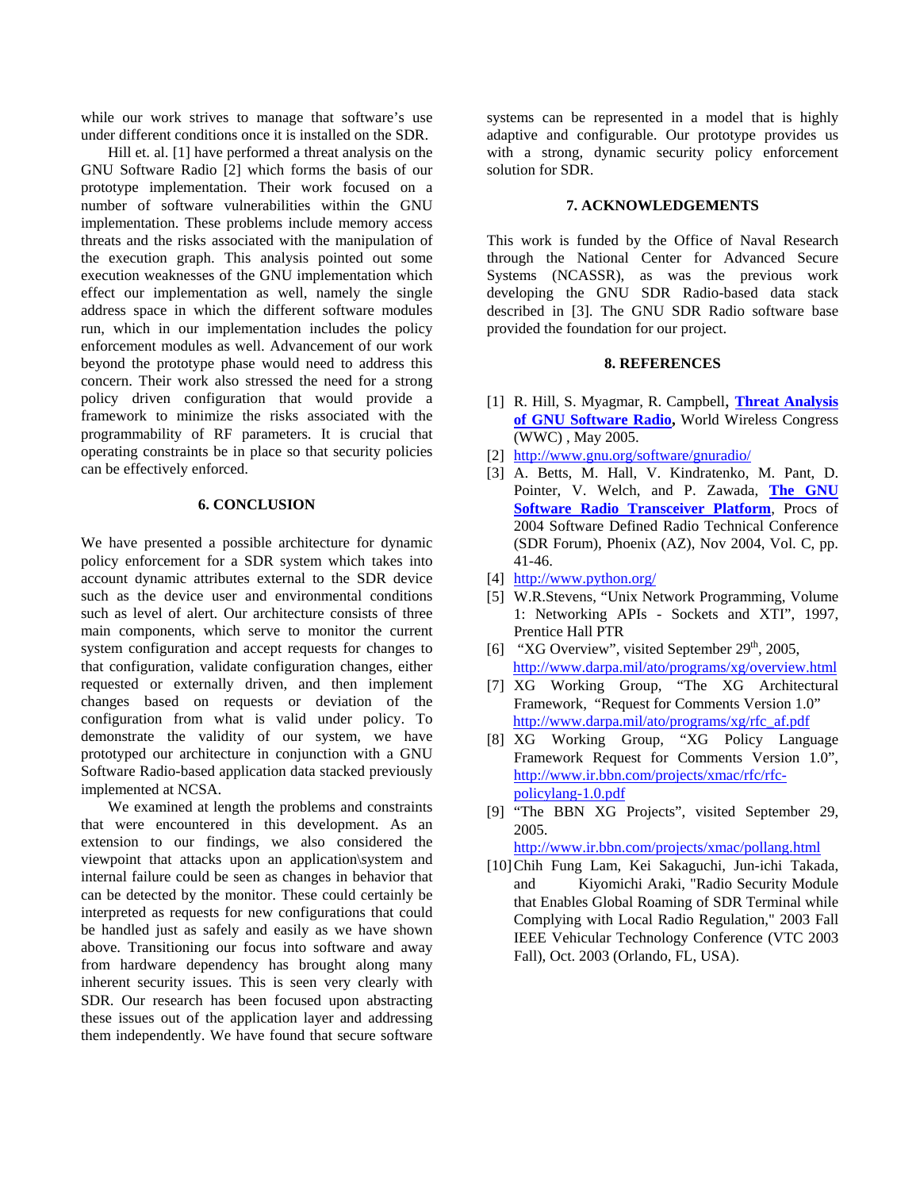while our work strives to manage that software's use under different conditions once it is installed on the SDR.

Hill et. al. [1] have performed a threat analysis on the GNU Software Radio [2] which forms the basis of our prototype implementation. Their work focused on a number of software vulnerabilities within the GNU implementation. These problems include memory access threats and the risks associated with the manipulation of the execution graph. This analysis pointed out some execution weaknesses of the GNU implementation which effect our implementation as well, namely the single address space in which the different software modules run, which in our implementation includes the policy enforcement modules as well. Advancement of our work beyond the prototype phase would need to address this concern. Their work also stressed the need for a strong policy driven configuration that would provide a framework to minimize the risks associated with the programmability of RF parameters. It is crucial that operating constraints be in place so that security policies can be effectively enforced.

## 6. CONCLUSION

We have presented a possible architecture for dynamic policy enforcement for a SDR system which takes into account dynamic attributes external to the SDR device such as the device user and environmental conditions such as level of alert. Our architecture consists of three main components, which serve to monitor the current system configuration and accept requests for changes to that configuration, validate configuration changes, either requested or externally driven, and then implement changes based on requests or deviation of the configuration from what is valid under policy. To demonstrate the validity of our system, we have prototyped our architecture in conjunction with a GNU Software Radio-based application data stacked previously implemented at NCSA.

We examined at length the problems and constraints that were encountered in this development. As an extension to our findings, we also considered the viewpoint that attacks upon an application\system and internal failure could be seen as changes in behavior that can be detected by the monitor. These could certainly be interpreted as requests for new configurations that could be handled just as safely and easily as we have shown above. Transitioning our focus into software and away from hardware dependency has brought along many inherent security issues. This is seen very clearly with SDR. Our research has been focused upon abstracting these issues out of the application layer and addressing them independently. We have found that secure software systems can be represented in a model that is highly adaptive and configurable. Our prototype provides us with a strong, dynamic security policy enforcement solution for SDR.

## 7. ACKNOWLEDGEMENTS

This work is funded by the Office of Naval Research through the National Center for Advanced Secure Systems (NCASSR), as was the previous work developing the GNU SDR Radio-based data stack described in [3]. The GNU SDR Radio software base provided the foundation for our project.

## 8. REFERENCES

[1] R. Hill, S. Myagmar, R. Campbell, **Threat Analysis of GNU Software Radio**, World Wireless Congress (WWC) , May 2005.

[2] http://www.gnu.org/software/gnuradio/

[3] A. Betts, M. Hall, V. Kindratenko, M. Pant, D. Pointer, V. Welch, and P. Zawada, **The GNU Software Radio Transceiver Platform**, Procs of 2004 Software Defined Radio Technical Conference (SDR Forum), Phoenix (AZ), Nov 2004, Vol. C, pp. 41-46.

[4] http://www.python.org/

[5] W.R.Stevens, "Unix Network Programming, Volume 1: Networking APIs - Sockets and XTI", 1997, Prentice Hall PTR

[6] "XG Overview", visited September 29th, 2005, http://www.darpa.mil/ato/programs/xg/overview.html

[7] XG Working Group, "The XG Architectural Framework, "Request for Comments Version 1.0" http://www.darpa.mil/ato/programs/xg/rfc_af.pdf

[8] XG Working Group, "XG Policy Language Framework Request for Comments Version 1.0", http://www.ir.bbn.com/projects/xmac/rfc/rfc-policylang-1.0.pdf

[9] "The BBN XG Projects", visited September 29, 2005. http://www.ir.bbn.com/projects/xmac/pollang.html

[10] Chih Fung Lam, Kei Sakaguchi, Jun-ichi Takada, and Kiyomichi Araki, "Radio Security Module that Enables Global Roaming of SDR Terminal while Complying with Local Radio Regulation," 2003 Fall IEEE Vehicular Technology Conference (VTC 2003 Fall), Oct. 2003 (Orlando, FL, USA).